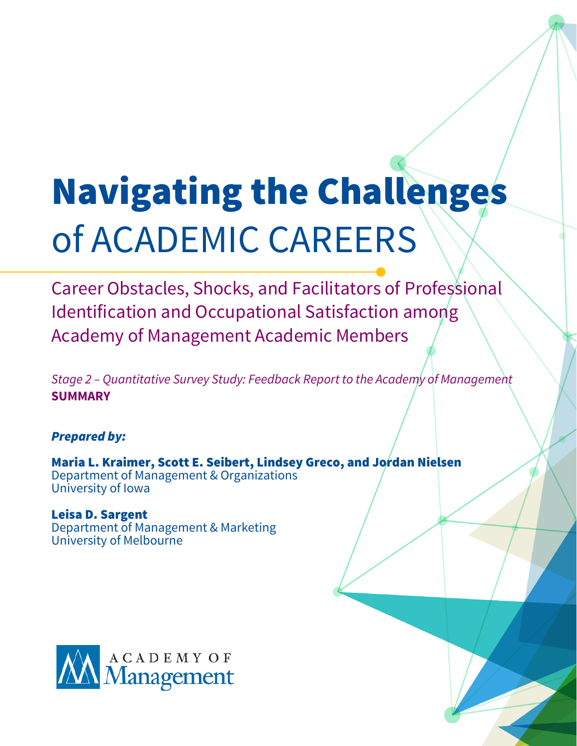# Navigating the Challenges of ACADEMIC CAREERS

## Career Obstacles, Shocks, and Facilitators of Professional Identification and Occupational Satisfaction among Academy of Management Academic Members

*Stage 2 – Quantitative Survey Study: Feedback Report to the Academy of Management*
**SUMMARY**

***Prepared by:***

**Maria L. Kraimer, Scott E. Seibert, Lindsey Greco, and Jordan Nielsen**
Department of Management & Organizations
University of Iowa

**Leisa D. Sargent**
Department of Management & Marketing
University of Melbourne

ACADEMY OF Management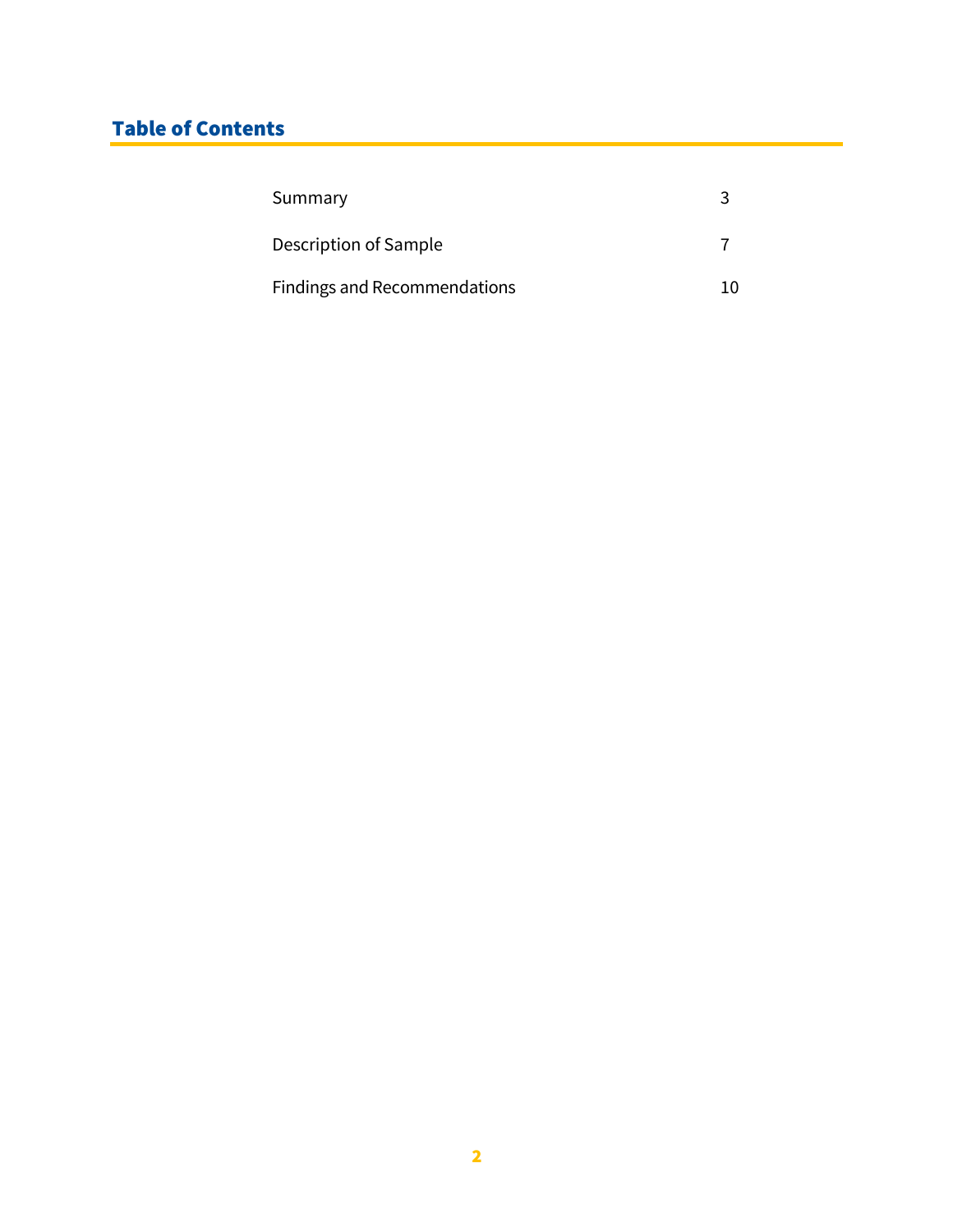## Table of Contents

| | |
|---|---|
| Summary | 3 |
| Description of Sample | 7 |
| Findings and Recommendations | 10 |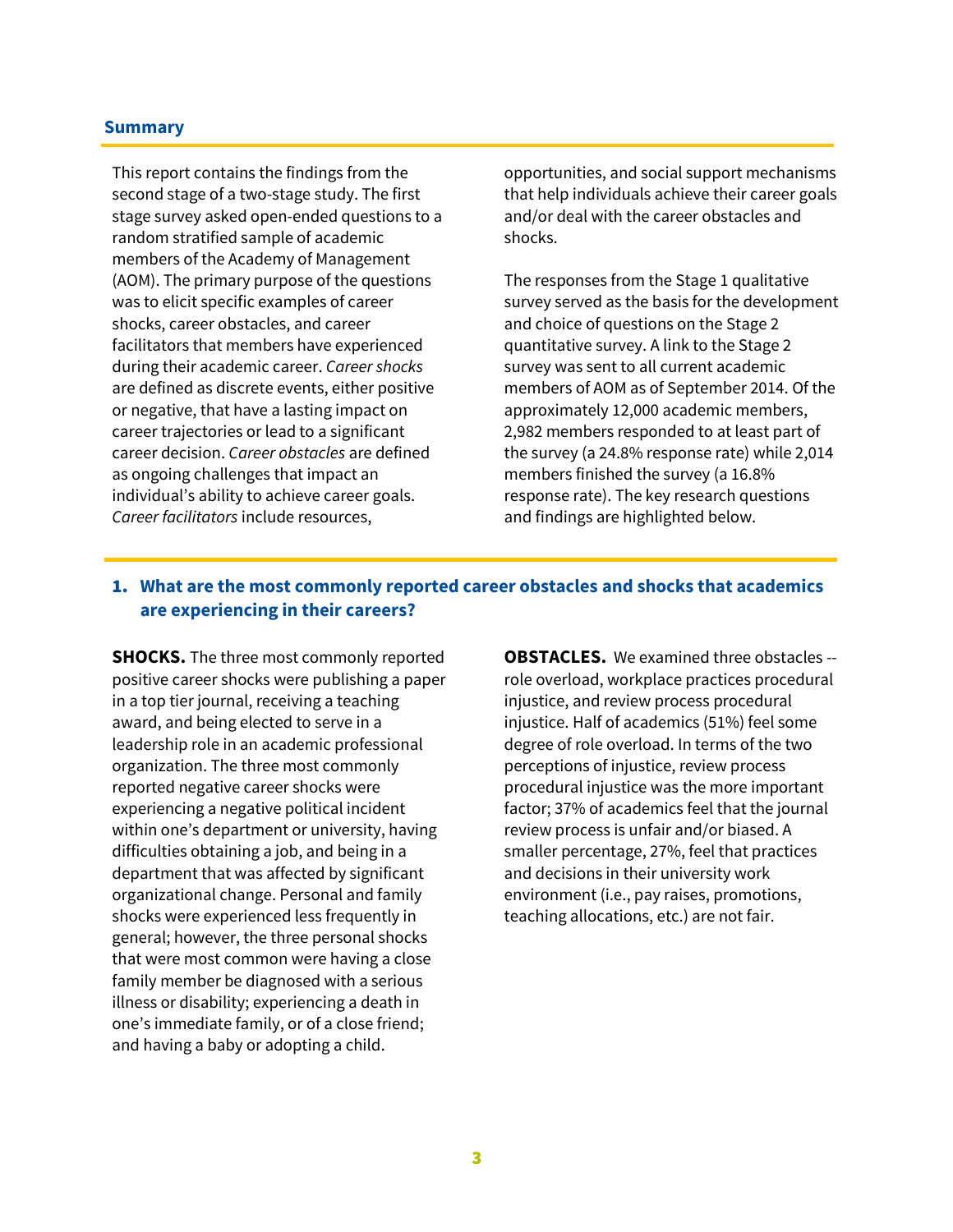## Summary

This report contains the findings from the second stage of a two-stage study. The first stage survey asked open-ended questions to a random stratified sample of academic members of the Academy of Management (AOM). The primary purpose of the questions was to elicit specific examples of career shocks, career obstacles, and career facilitators that members have experienced during their academic career. *Career shocks* are defined as discrete events, either positive or negative, that have a lasting impact on career trajectories or lead to a significant career decision. *Career obstacles* are defined as ongoing challenges that impact an individual's ability to achieve career goals. *Career facilitators* include resources, opportunities, and social support mechanisms that help individuals achieve their career goals and/or deal with the career obstacles and shocks.

The responses from the Stage 1 qualitative survey served as the basis for the development and choice of questions on the Stage 2 quantitative survey. A link to the Stage 2 survey was sent to all current academic members of AOM as of September 2014. Of the approximately 12,000 academic members, 2,982 members responded to at least part of the survey (a 24.8% response rate) while 2,014 members finished the survey (a 16.8% response rate). The key research questions and findings are highlighted below.

### 1. What are the most commonly reported career obstacles and shocks that academics are experiencing in their careers?

**SHOCKS.** The three most commonly reported positive career shocks were publishing a paper in a top tier journal, receiving a teaching award, and being elected to serve in a leadership role in an academic professional organization. The three most commonly reported negative career shocks were experiencing a negative political incident within one's department or university, having difficulties obtaining a job, and being in a department that was affected by significant organizational change. Personal and family shocks were experienced less frequently in general; however, the three personal shocks that were most common were having a close family member be diagnosed with a serious illness or disability; experiencing a death in one's immediate family, or of a close friend; and having a baby or adopting a child.

**OBSTACLES.** We examined three obstacles -- role overload, workplace practices procedural injustice, and review process procedural injustice. Half of academics (51%) feel some degree of role overload. In terms of the two perceptions of injustice, review process procedural injustice was the more important factor; 37% of academics feel that the journal review process is unfair and/or biased. A smaller percentage, 27%, feel that practices and decisions in their university work environment (i.e., pay raises, promotions, teaching allocations, etc.) are not fair.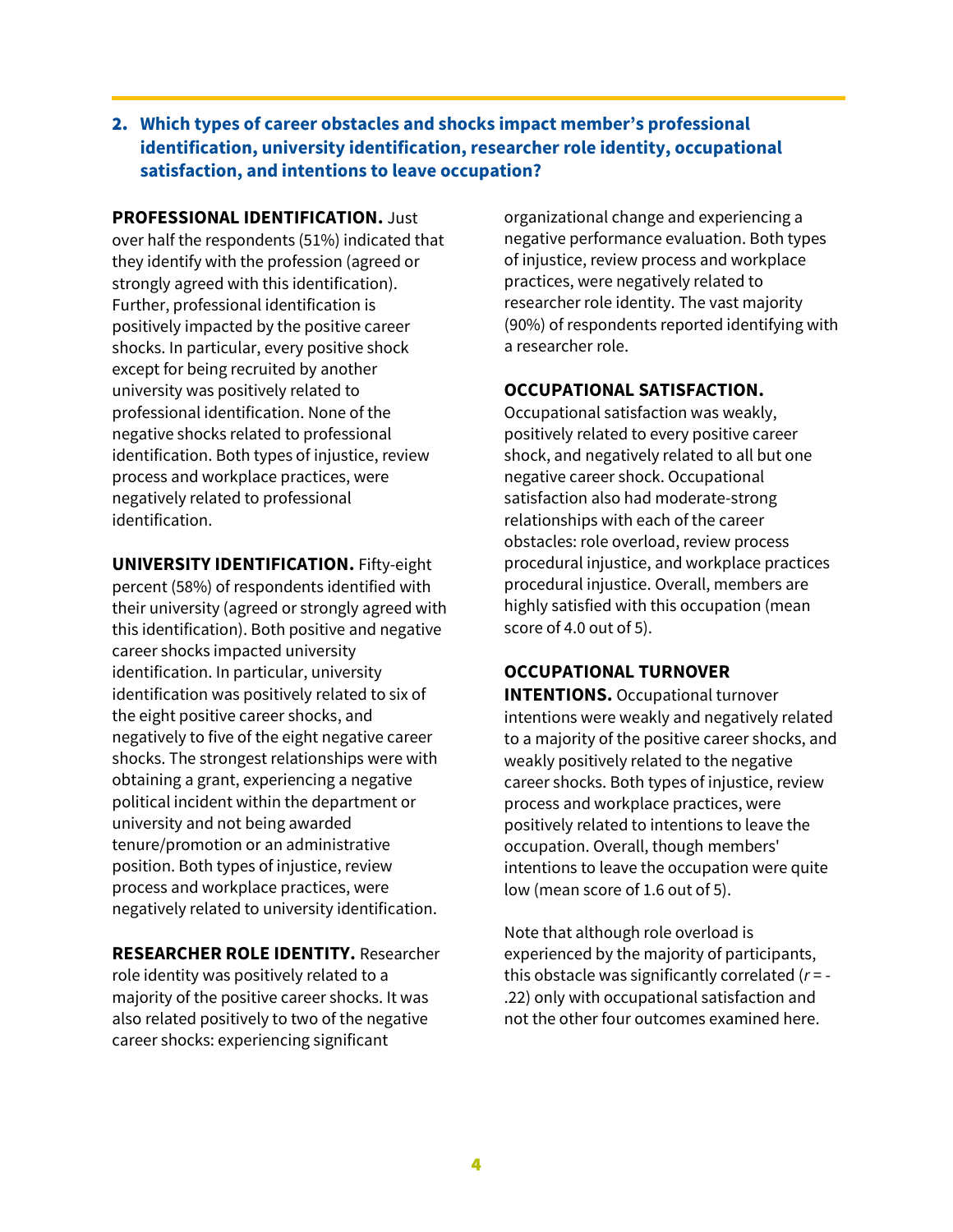## 2. Which types of career obstacles and shocks impact member's professional identification, university identification, researcher role identity, occupational satisfaction, and intentions to leave occupation?

**PROFESSIONAL IDENTIFICATION.** Just over half the respondents (51%) indicated that they identify with the profession (agreed or strongly agreed with this identification). Further, professional identification is positively impacted by the positive career shocks. In particular, every positive shock except for being recruited by another university was positively related to professional identification. None of the negative shocks related to professional identification. Both types of injustice, review process and workplace practices, were negatively related to professional identification.

**UNIVERSITY IDENTIFICATION.** Fifty-eight percent (58%) of respondents identified with their university (agreed or strongly agreed with this identification). Both positive and negative career shocks impacted university identification. In particular, university identification was positively related to six of the eight positive career shocks, and negatively to five of the eight negative career shocks. The strongest relationships were with obtaining a grant, experiencing a negative political incident within the department or university and not being awarded tenure/promotion or an administrative position. Both types of injustice, review process and workplace practices, were negatively related to university identification.

**RESEARCHER ROLE IDENTITY.** Researcher role identity was positively related to a majority of the positive career shocks. It was also related positively to two of the negative career shocks: experiencing significant organizational change and experiencing a negative performance evaluation. Both types of injustice, review process and workplace practices, were negatively related to researcher role identity. The vast majority (90%) of respondents reported identifying with a researcher role.

**OCCUPATIONAL SATISFACTION.** Occupational satisfaction was weakly, positively related to every positive career shock, and negatively related to all but one negative career shock. Occupational satisfaction also had moderate-strong relationships with each of the career obstacles: role overload, review process procedural injustice, and workplace practices procedural injustice. Overall, members are highly satisfied with this occupation (mean score of 4.0 out of 5).

**OCCUPATIONAL TURNOVER INTENTIONS.** Occupational turnover intentions were weakly and negatively related to a majority of the positive career shocks, and weakly positively related to the negative career shocks. Both types of injustice, review process and workplace practices, were positively related to intentions to leave the occupation. Overall, though members' intentions to leave the occupation were quite low (mean score of 1.6 out of 5).

Note that although role overload is experienced by the majority of participants, this obstacle was significantly correlated ($r = -.22$) only with occupational satisfaction and not the other four outcomes examined here.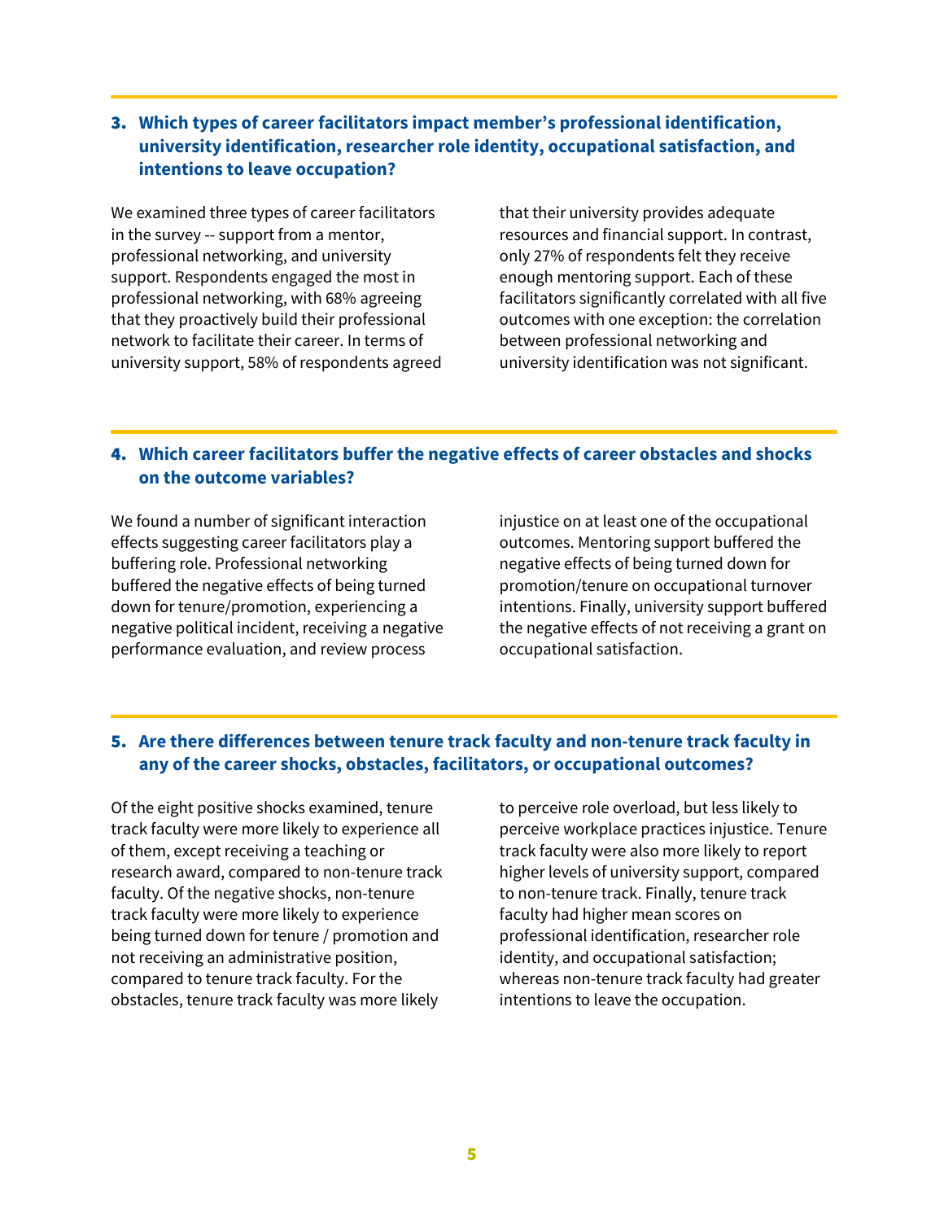### 3. Which types of career facilitators impact member's professional identification, university identification, researcher role identity, occupational satisfaction, and intentions to leave occupation?

We examined three types of career facilitators in the survey -- support from a mentor, professional networking, and university support. Respondents engaged the most in professional networking, with 68% agreeing that they proactively build their professional network to facilitate their career. In terms of university support, 58% of respondents agreed that their university provides adequate resources and financial support. In contrast, only 27% of respondents felt they receive enough mentoring support. Each of these facilitators significantly correlated with all five outcomes with one exception: the correlation between professional networking and university identification was not significant.

### 4. Which career facilitators buffer the negative effects of career obstacles and shocks on the outcome variables?

We found a number of significant interaction effects suggesting career facilitators play a buffering role. Professional networking buffered the negative effects of being turned down for tenure/promotion, experiencing a negative political incident, receiving a negative performance evaluation, and review process injustice on at least one of the occupational outcomes. Mentoring support buffered the negative effects of being turned down for promotion/tenure on occupational turnover intentions. Finally, university support buffered the negative effects of not receiving a grant on occupational satisfaction.

### 5. Are there differences between tenure track faculty and non-tenure track faculty in any of the career shocks, obstacles, facilitators, or occupational outcomes?

Of the eight positive shocks examined, tenure track faculty were more likely to experience all of them, except receiving a teaching or research award, compared to non-tenure track faculty. Of the negative shocks, non-tenure track faculty were more likely to experience being turned down for tenure / promotion and not receiving an administrative position, compared to tenure track faculty. For the obstacles, tenure track faculty was more likely to perceive role overload, but less likely to perceive workplace practices injustice. Tenure track faculty were also more likely to report higher levels of university support, compared to non-tenure track. Finally, tenure track faculty had higher mean scores on professional identification, researcher role identity, and occupational satisfaction; whereas non-tenure track faculty had greater intentions to leave the occupation.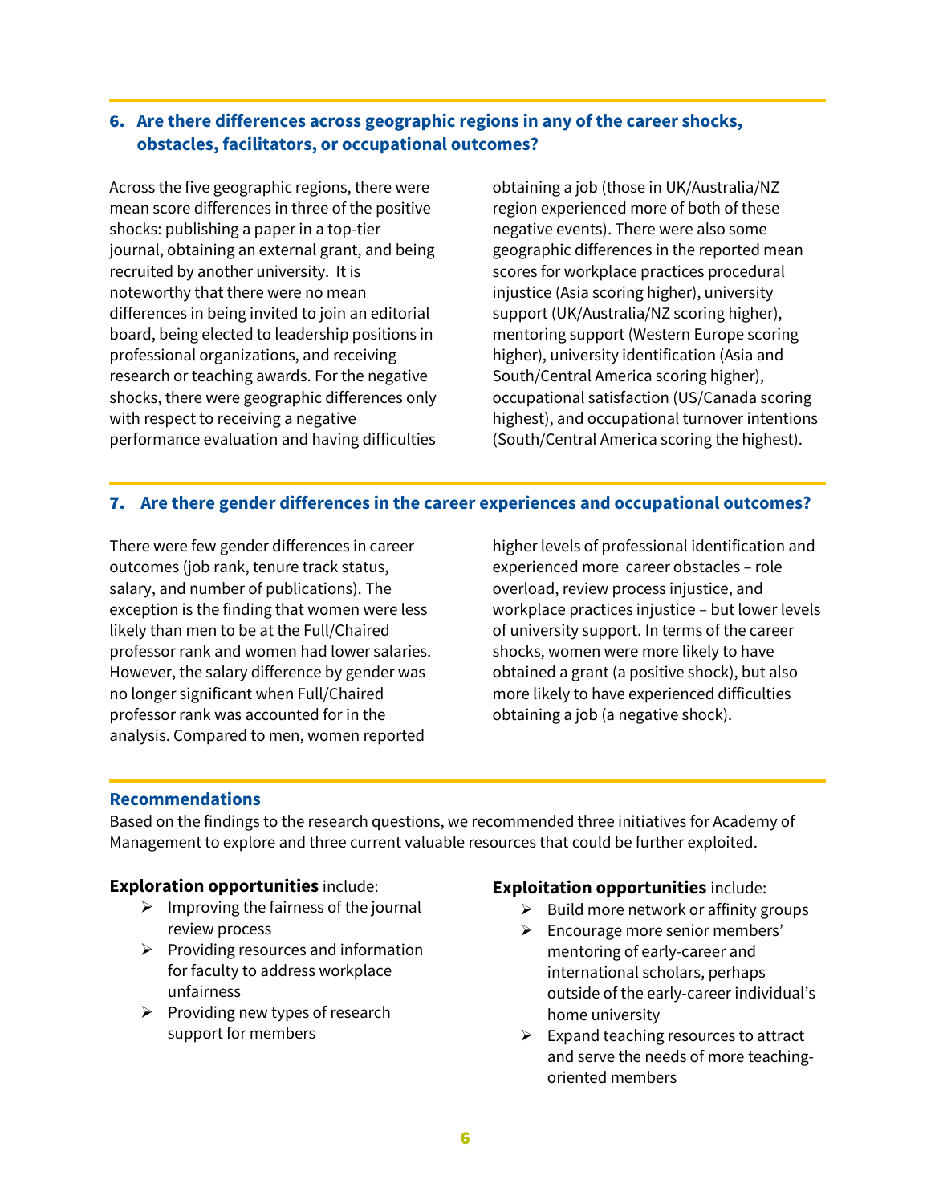## 6. Are there differences across geographic regions in any of the career shocks, obstacles, facilitators, or occupational outcomes?

Across the five geographic regions, there were mean score differences in three of the positive shocks: publishing a paper in a top-tier journal, obtaining an external grant, and being recruited by another university. It is noteworthy that there were no mean differences in being invited to join an editorial board, being elected to leadership positions in professional organizations, and receiving research or teaching awards. For the negative shocks, there were geographic differences only with respect to receiving a negative performance evaluation and having difficulties obtaining a job (those in UK/Australia/NZ region experienced more of both of these negative events). There were also some geographic differences in the reported mean scores for workplace practices procedural injustice (Asia scoring higher), university support (UK/Australia/NZ scoring higher), mentoring support (Western Europe scoring higher), university identification (Asia and South/Central America scoring higher), occupational satisfaction (US/Canada scoring highest), and occupational turnover intentions (South/Central America scoring the highest).

## 7. Are there gender differences in the career experiences and occupational outcomes?

There were few gender differences in career outcomes (job rank, tenure track status, salary, and number of publications). The exception is the finding that women were less likely than men to be at the Full/Chaired professor rank and women had lower salaries. However, the salary difference by gender was no longer significant when Full/Chaired professor rank was accounted for in the analysis. Compared to men, women reported higher levels of professional identification and experienced more career obstacles – role overload, review process injustice, and workplace practices injustice – but lower levels of university support. In terms of the career shocks, women were more likely to have obtained a grant (a positive shock), but also more likely to have experienced difficulties obtaining a job (a negative shock).

## Recommendations

Based on the findings to the research questions, we recommended three initiatives for Academy of Management to explore and three current valuable resources that could be further exploited.

**Exploration opportunities** include:

- Improving the fairness of the journal review process
- Providing resources and information for faculty to address workplace unfairness
- Providing new types of research support for members

**Exploitation opportunities** include:

- Build more network or affinity groups
- Encourage more senior members' mentoring of early-career and international scholars, perhaps outside of the early-career individual's home university
- Expand teaching resources to attract and serve the needs of more teaching-oriented members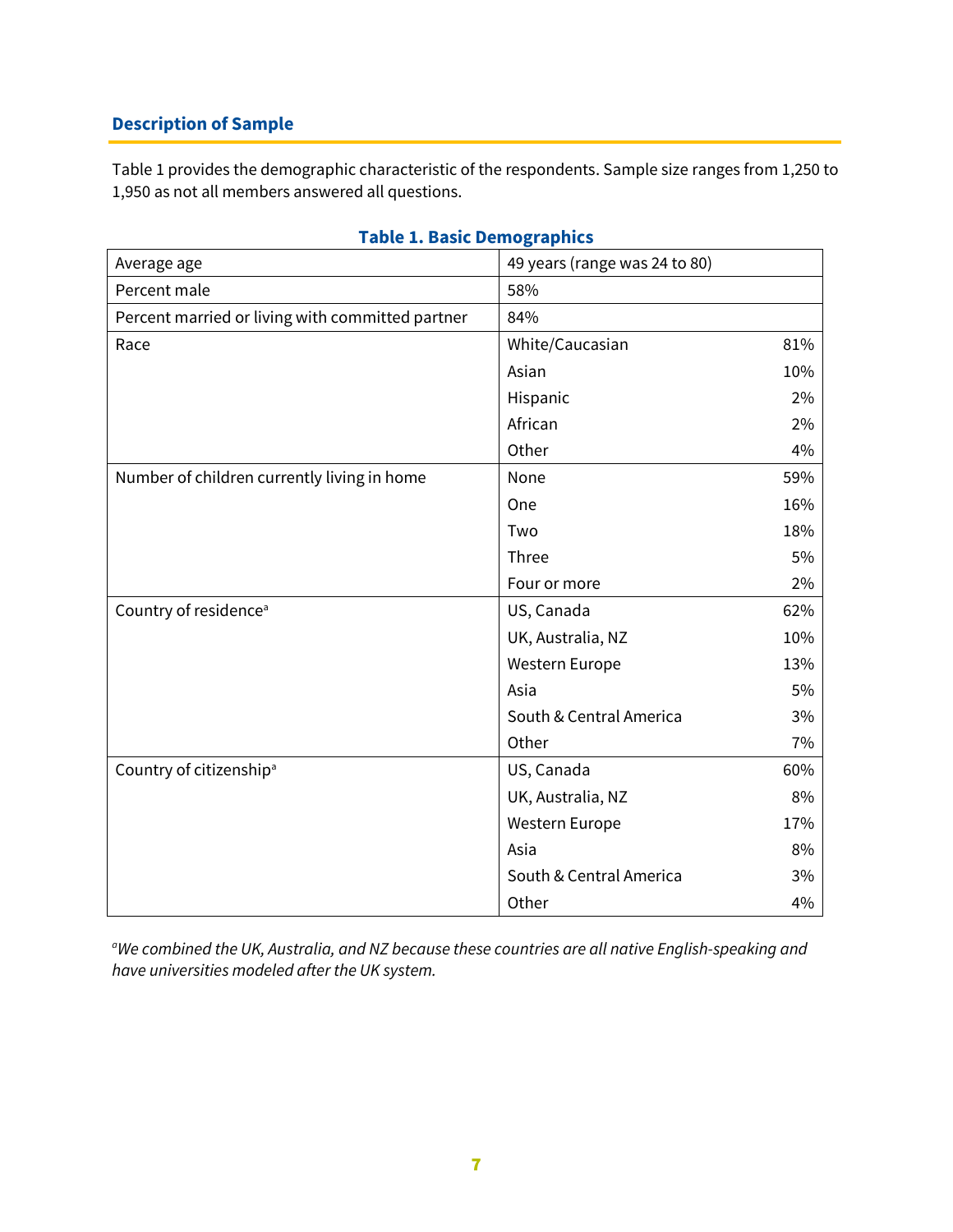## Description of Sample

Table 1 provides the demographic characteristic of the respondents. Sample size ranges from 1,250 to 1,950 as not all members answered all questions.

**Table 1. Basic Demographics**

| | | |
|---|---|---|
| Average age | 49 years (range was 24 to 80) | |
| Percent male | 58% | |
| Percent married or living with committed partner | 84% | |
| Race | White/Caucasian | 81% |
| | Asian | 10% |
| | Hispanic | 2% |
| | African | 2% |
| | Other | 4% |
| Number of children currently living in home | None | 59% |
| | One | 16% |
| | Two | 18% |
| | Three | 5% |
| | Four or more | 2% |
| Country of residence[a] | US, Canada | 62% |
| | UK, Australia, NZ | 10% |
| | Western Europe | 13% |
| | Asia | 5% |
| | South & Central America | 3% |
| | Other | 7% |
| Country of citizenship[a] | US, Canada | 60% |
| | UK, Australia, NZ | 8% |
| | Western Europe | 17% |
| | Asia | 8% |
| | South & Central America | 3% |
| | Other | 4% |

[a]*We combined the UK, Australia, and NZ because these countries are all native English-speaking and have universities modeled after the UK system.*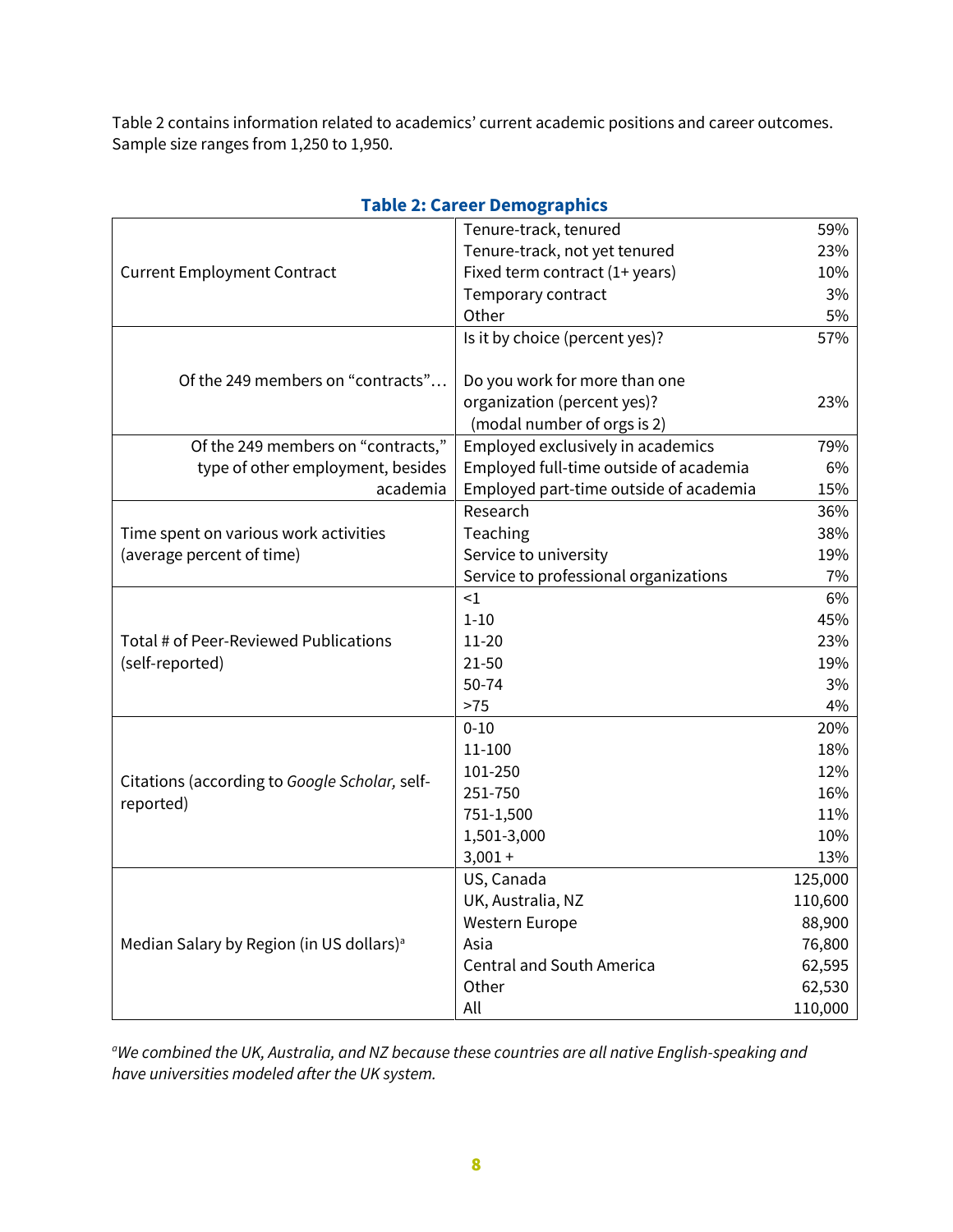Table 2 contains information related to academics' current academic positions and career outcomes. Sample size ranges from 1,250 to 1,950.

**Table 2: Career Demographics**

| | | |
|---|---|---|
| Current Employment Contract | Tenure-track, tenured | 59% |
| | Tenure-track, not yet tenured | 23% |
| | Fixed term contract (1+ years) | 10% |
| | Temporary contract | 3% |
| | Other | 5% |
| Of the 249 members on "contracts"… | Is it by choice (percent yes)? | 57% |
| | Do you work for more than one organization (percent yes)? (modal number of orgs is 2) | 23% |
| Of the 249 members on "contracts," type of other employment, besides academia | Employed exclusively in academics | 79% |
| | Employed full-time outside of academia | 6% |
| | Employed part-time outside of academia | 15% |
| Time spent on various work activities (average percent of time) | Research | 36% |
| | Teaching | 38% |
| | Service to university | 19% |
| | Service to professional organizations | 7% |
| Total # of Peer-Reviewed Publications (self-reported) | <1 | 6% |
| | 1-10 | 45% |
| | 11-20 | 23% |
| | 21-50 | 19% |
| | 50-74 | 3% |
| | >75 | 4% |
| Citations (according to *Google Scholar,* self-reported) | 0-10 | 20% |
| | 11-100 | 18% |
| | 101-250 | 12% |
| | 251-750 | 16% |
| | 751-1,500 | 11% |
| | 1,501-3,000 | 10% |
| | 3,001 + | 13% |
| Median Salary by Region (in US dollars)[a] | US, Canada | 125,000 |
| | UK, Australia, NZ | 110,600 |
| | Western Europe | 88,900 |
| | Asia | 76,800 |
| | Central and South America | 62,595 |
| | Other | 62,530 |
| | All | 110,000 |

*[a]We combined the UK, Australia, and NZ because these countries are all native English-speaking and have universities modeled after the UK system.*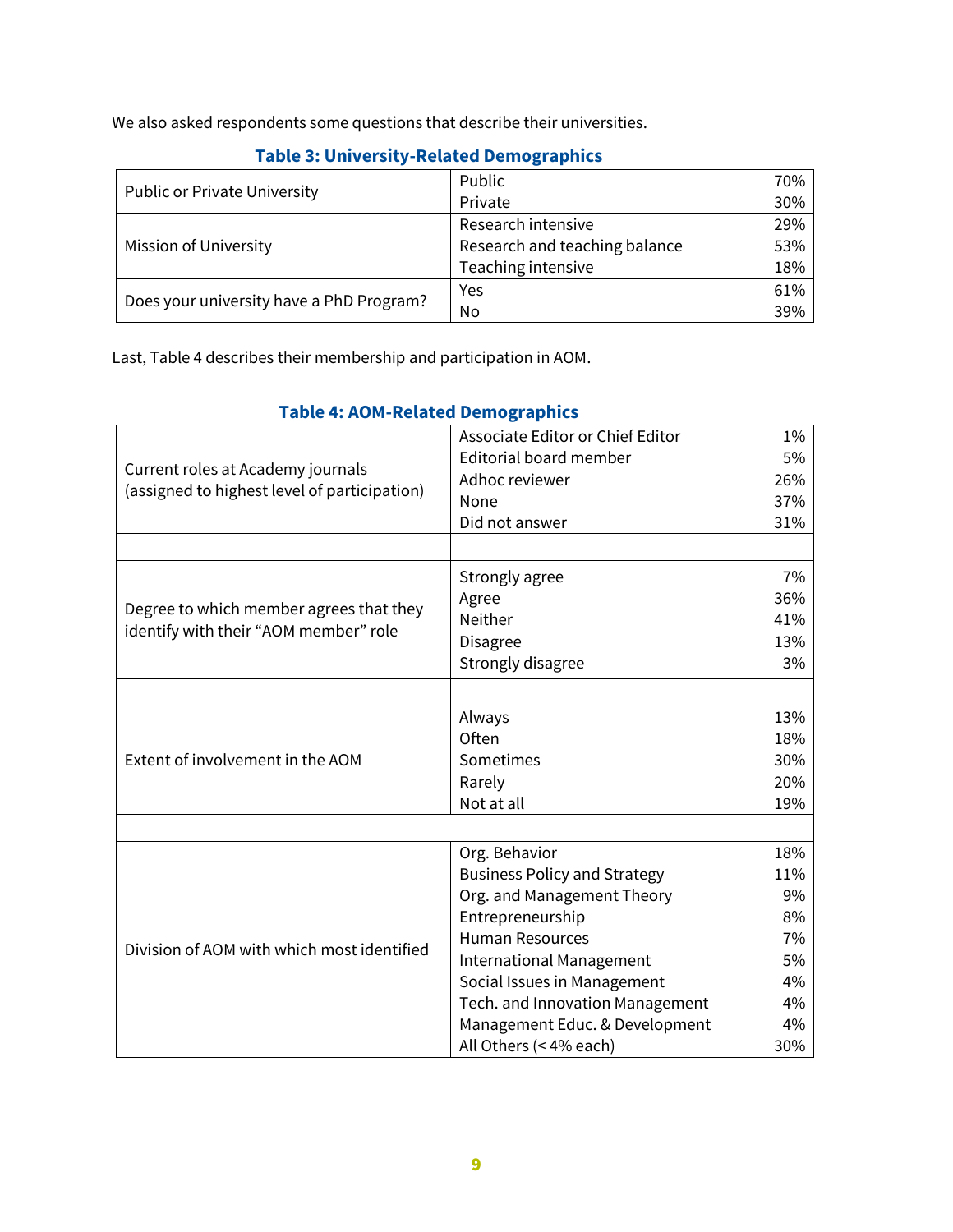We also asked respondents some questions that describe their universities.

**Table 3: University-Related Demographics**

| | | |
|---|---|---|
| Public or Private University | Public | 70% |
| | Private | 30% |
| Mission of University | Research intensive | 29% |
| | Research and teaching balance | 53% |
| | Teaching intensive | 18% |
| Does your university have a PhD Program? | Yes | 61% |
| | No | 39% |

Last, Table 4 describes their membership and participation in AOM.

**Table 4: AOM-Related Demographics**

| | | |
|---|---|---|
| Current roles at Academy journals (assigned to highest level of participation) | Associate Editor or Chief Editor | 1% |
| | Editorial board member | 5% |
| | Adhoc reviewer | 26% |
| | None | 37% |
| | Did not answer | 31% |
| | | |
| Degree to which member agrees that they identify with their “AOM member” role | Strongly agree | 7% |
| | Agree | 36% |
| | Neither | 41% |
| | Disagree | 13% |
| | Strongly disagree | 3% |
| | | |
| Extent of involvement in the AOM | Always | 13% |
| | Often | 18% |
| | Sometimes | 30% |
| | Rarely | 20% |
| | Not at all | 19% |
| | | |
| Division of AOM with which most identified | Org. Behavior | 18% |
| | Business Policy and Strategy | 11% |
| | Org. and Management Theory | 9% |
| | Entrepreneurship | 8% |
| | Human Resources | 7% |
| | International Management | 5% |
| | Social Issues in Management | 4% |
| | Tech. and Innovation Management | 4% |
| | Management Educ. & Development | 4% |
| | All Others (< 4% each) | 30% |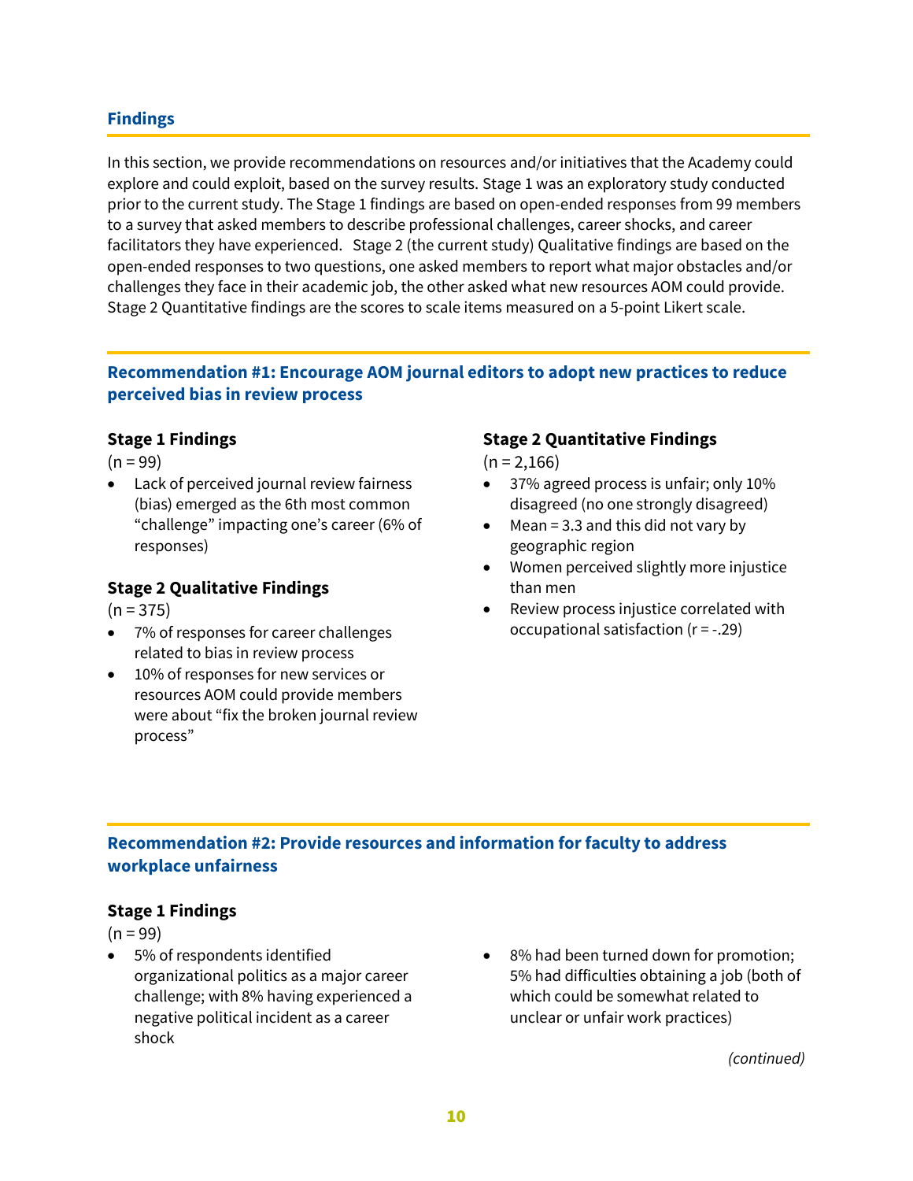## Findings

In this section, we provide recommendations on resources and/or initiatives that the Academy could explore and could exploit, based on the survey results. Stage 1 was an exploratory study conducted prior to the current study. The Stage 1 findings are based on open-ended responses from 99 members to a survey that asked members to describe professional challenges, career shocks, and career facilitators they have experienced. Stage 2 (the current study) Qualitative findings are based on the open-ended responses to two questions, one asked members to report what major obstacles and/or challenges they face in their academic job, the other asked what new resources AOM could provide. Stage 2 Quantitative findings are the scores to scale items measured on a 5-point Likert scale.

### Recommendation #1: Encourage AOM journal editors to adopt new practices to reduce perceived bias in review process

#### Stage 1 Findings

(n = 99)

- Lack of perceived journal review fairness (bias) emerged as the 6th most common “challenge” impacting one’s career (6% of responses)

#### Stage 2 Qualitative Findings

(n = 375)

- 7% of responses for career challenges related to bias in review process
- 10% of responses for new services or resources AOM could provide members were about “fix the broken journal review process”

#### Stage 2 Quantitative Findings

(n = 2,166)

- 37% agreed process is unfair; only 10% disagreed (no one strongly disagreed)
- Mean = 3.3 and this did not vary by geographic region
- Women perceived slightly more injustice than men
- Review process injustice correlated with occupational satisfaction ($r = -.29$)

### Recommendation #2: Provide resources and information for faculty to address workplace unfairness

#### Stage 1 Findings

(n = 99)

- 5% of respondents identified organizational politics as a major career challenge; with 8% having experienced a negative political incident as a career shock
- 8% had been turned down for promotion; 5% had difficulties obtaining a job (both of which could be somewhat related to unclear or unfair work practices)

*(continued)*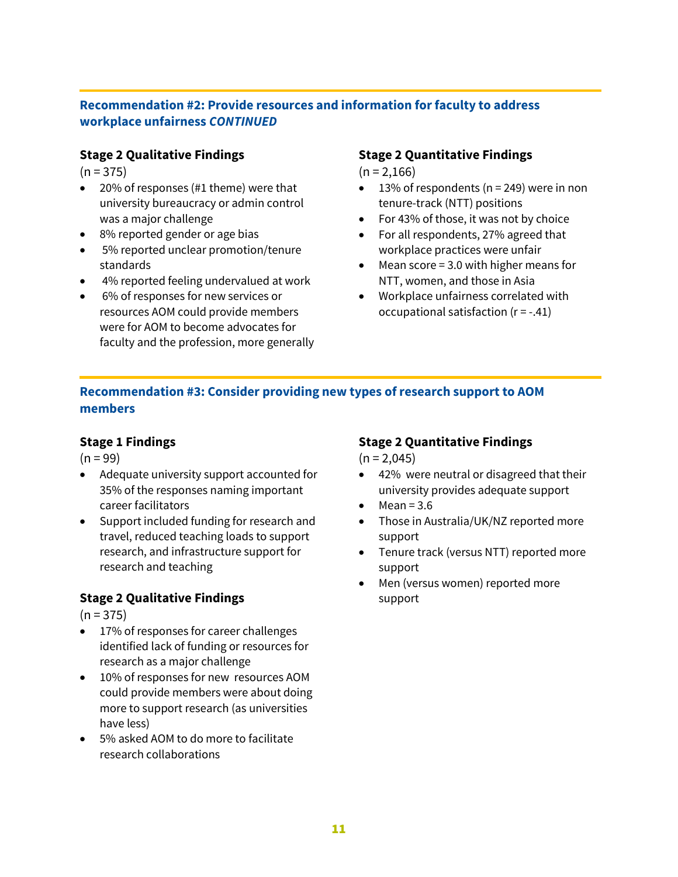## Recommendation #2: Provide resources and information for faculty to address workplace unfairness *CONTINUED*

### Stage 2 Qualitative Findings

(n = 375)

- 20% of responses (#1 theme) were that university bureaucracy or admin control was a major challenge
- 8% reported gender or age bias
- 5% reported unclear promotion/tenure standards
- 4% reported feeling undervalued at work
- 6% of responses for new services or resources AOM could provide members were for AOM to become advocates for faculty and the profession, more generally

### Stage 2 Quantitative Findings

(n = 2,166)

- 13% of respondents (n = 249) were in non tenure-track (NTT) positions
- For 43% of those, it was not by choice
- For all respondents, 27% agreed that workplace practices were unfair
- Mean score = 3.0 with higher means for NTT, women, and those in Asia
- Workplace unfairness correlated with occupational satisfaction (r = -.41)

## Recommendation #3: Consider providing new types of research support to AOM members

### Stage 1 Findings

(n = 99)

- Adequate university support accounted for 35% of the responses naming important career facilitators
- Support included funding for research and travel, reduced teaching loads to support research, and infrastructure support for research and teaching

### Stage 2 Qualitative Findings

(n = 375)

- 17% of responses for career challenges identified lack of funding or resources for research as a major challenge
- 10% of responses for new resources AOM could provide members were about doing more to support research (as universities have less)
- 5% asked AOM to do more to facilitate research collaborations

### Stage 2 Quantitative Findings

(n = 2,045)

- 42% were neutral or disagreed that their university provides adequate support
- Mean = 3.6
- Those in Australia/UK/NZ reported more support
- Tenure track (versus NTT) reported more support
- Men (versus women) reported more support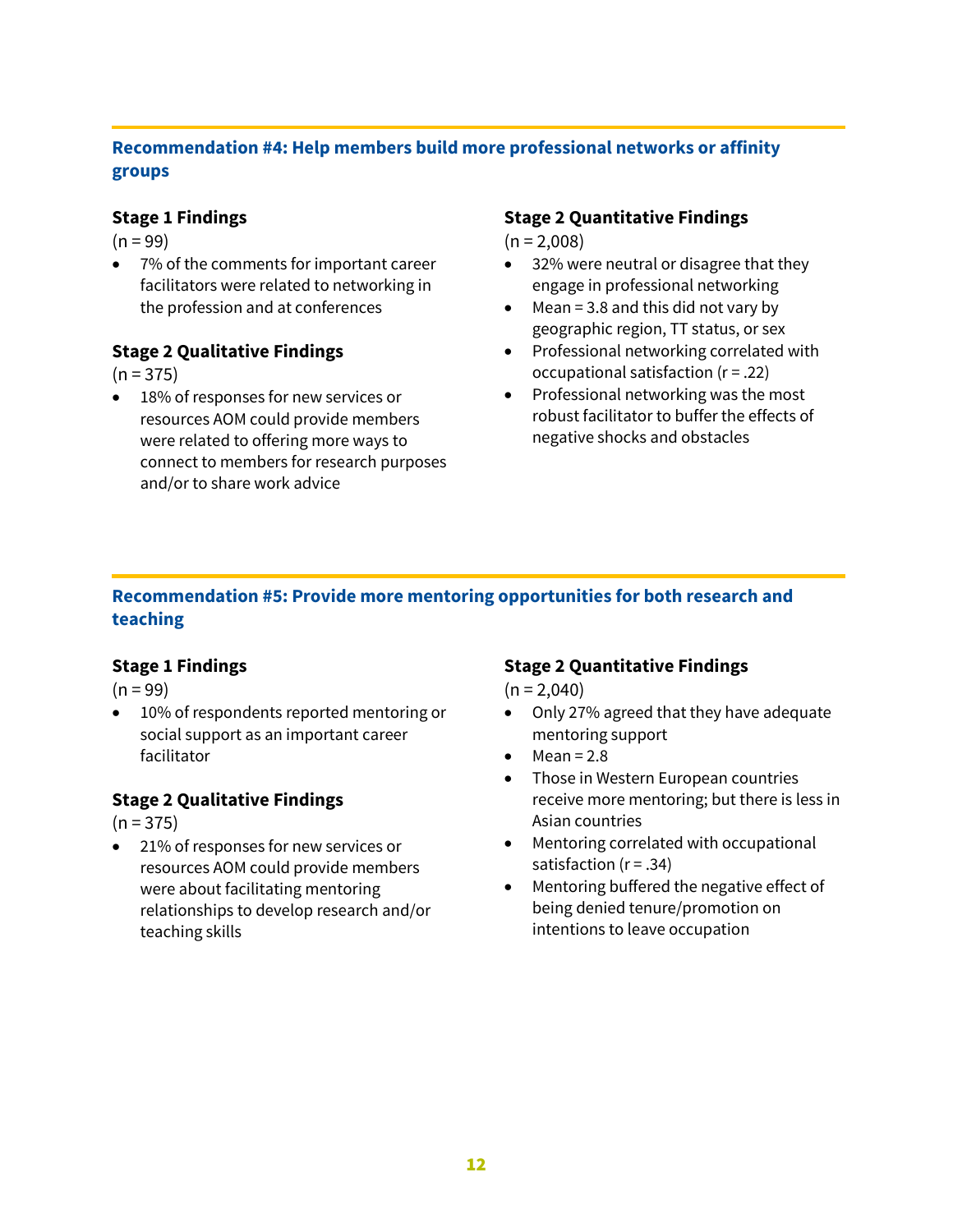## Recommendation #4: Help members build more professional networks or affinity groups

### Stage 1 Findings

(n = 99)

- 7% of the comments for important career facilitators were related to networking in the profession and at conferences

### Stage 2 Qualitative Findings

(n = 375)

- 18% of responses for new services or resources AOM could provide members were related to offering more ways to connect to members for research purposes and/or to share work advice

### Stage 2 Quantitative Findings

(n = 2,008)

- 32% were neutral or disagree that they engage in professional networking
- Mean = 3.8 and this did not vary by geographic region, TT status, or sex
- Professional networking correlated with occupational satisfaction (r = .22)
- Professional networking was the most robust facilitator to buffer the effects of negative shocks and obstacles

## Recommendation #5: Provide more mentoring opportunities for both research and teaching

### Stage 1 Findings

(n = 99)

- 10% of respondents reported mentoring or social support as an important career facilitator

### Stage 2 Qualitative Findings

(n = 375)

- 21% of responses for new services or resources AOM could provide members were about facilitating mentoring relationships to develop research and/or teaching skills

### Stage 2 Quantitative Findings

(n = 2,040)

- Only 27% agreed that they have adequate mentoring support
- Mean = 2.8
- Those in Western European countries receive more mentoring; but there is less in Asian countries
- Mentoring correlated with occupational satisfaction (r = .34)
- Mentoring buffered the negative effect of being denied tenure/promotion on intentions to leave occupation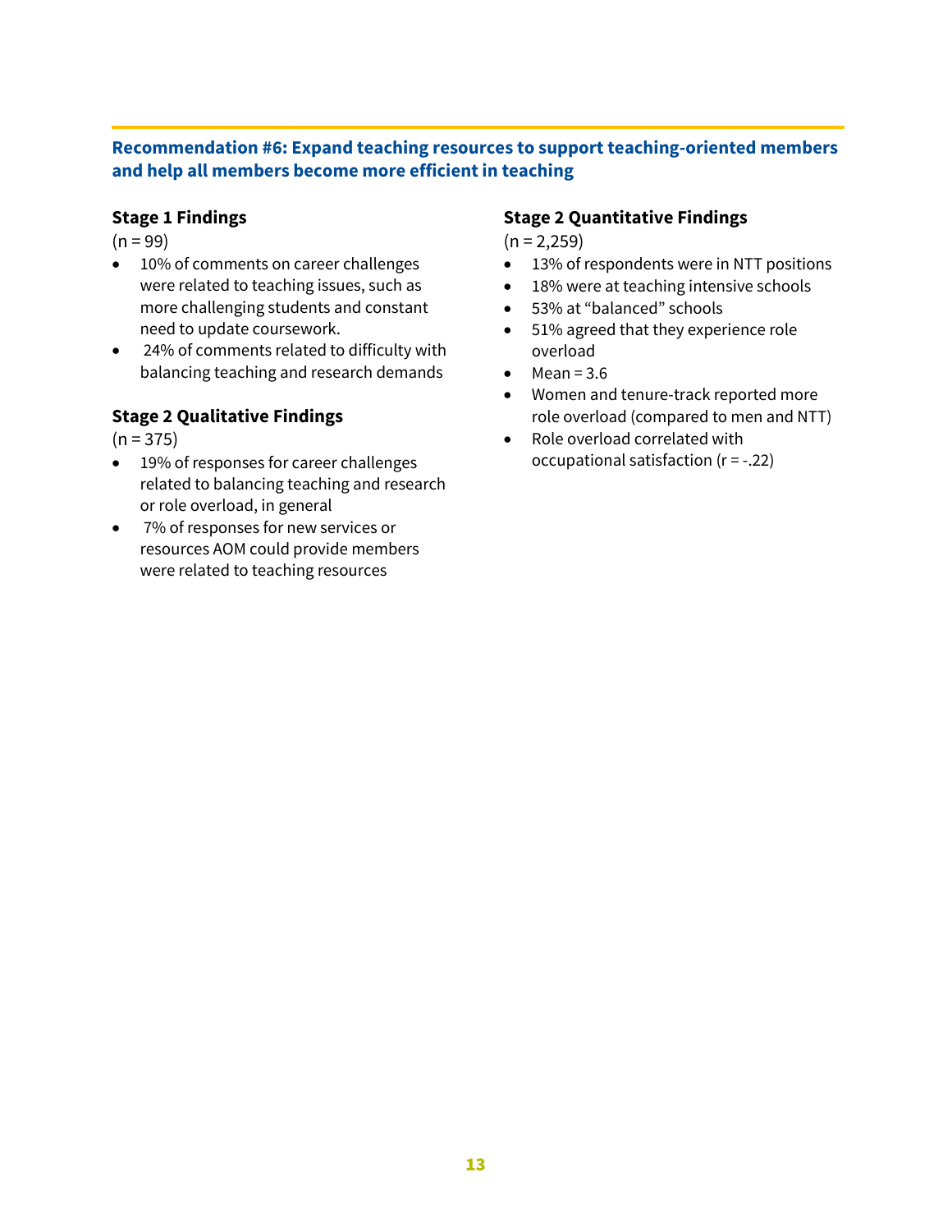## Recommendation #6: Expand teaching resources to support teaching-oriented members and help all members become more efficient in teaching

### Stage 1 Findings

(n = 99)

- 10% of comments on career challenges were related to teaching issues, such as more challenging students and constant need to update coursework.
- 24% of comments related to difficulty with balancing teaching and research demands

### Stage 2 Qualitative Findings

(n = 375)

- 19% of responses for career challenges related to balancing teaching and research or role overload, in general
- 7% of responses for new services or resources AOM could provide members were related to teaching resources

### Stage 2 Quantitative Findings

(n = 2,259)

- 13% of respondents were in NTT positions
- 18% were at teaching intensive schools
- 53% at "balanced" schools
- 51% agreed that they experience role overload
- Mean = 3.6
- Women and tenure-track reported more role overload (compared to men and NTT)
- Role overload correlated with occupational satisfaction ($r = -.22$)